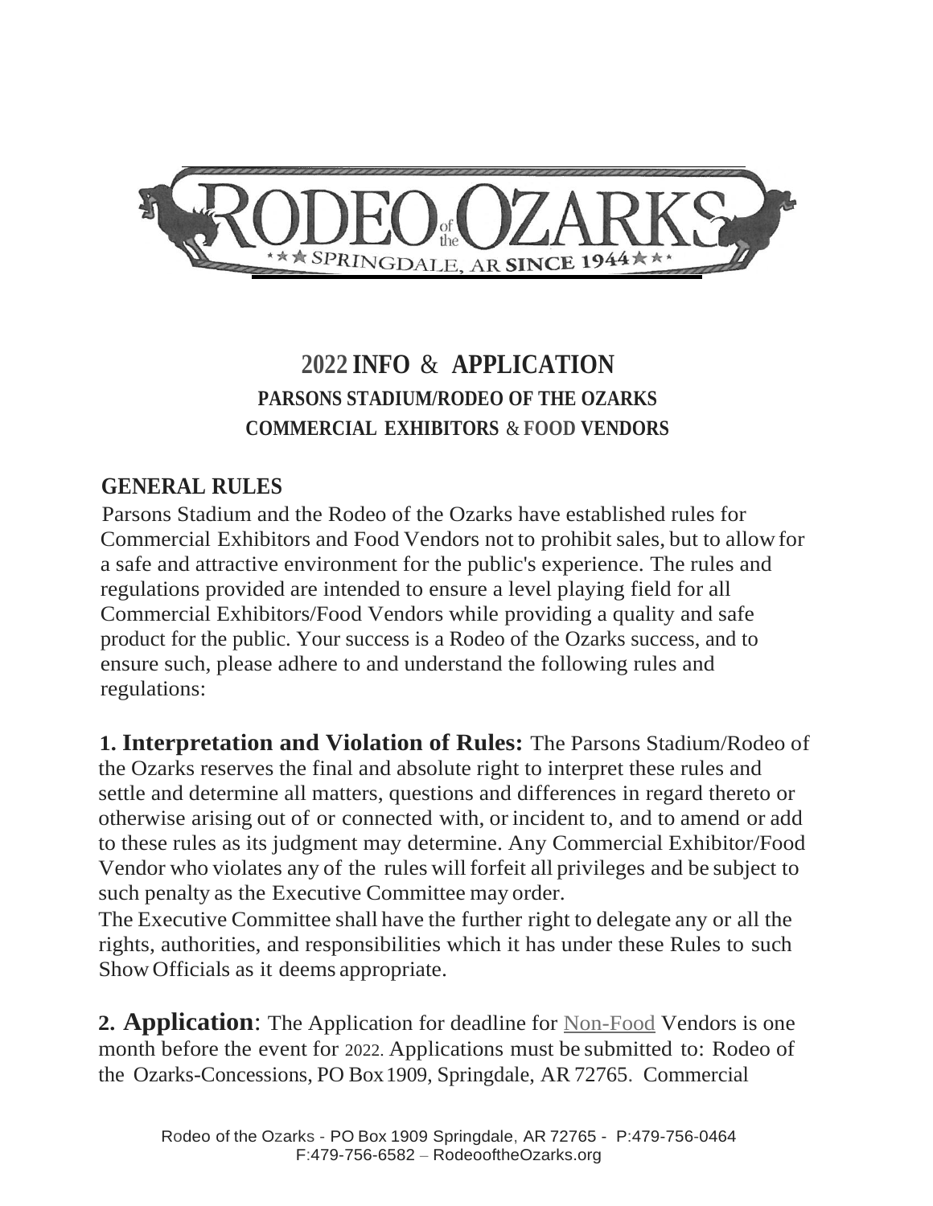# 2022 INFO & APPLICATION

## PARSONS STADIUM/RODEO OF THE OZARKS

## COMMERCIAL EXHIBITORS & FOOD VENDORS

### GENERAL RULES

Parsons Stadium and the Rodeo of the Ozarks have established rules for Commercial Exhibitors and Food Vendors not to prohibit sales, but to allow for a safe and attractive environment for the public's experience. The rules and regulations provided are intended to ensure a level playing field for all Commercial Exhibitors/Food Vendors while providing a quality and safe product for the public. Your success is a Rodeo of the Ozarks success, and to ensure such, please adhere to and understand the following rules and regulations:

**1. Interpretation and Violation of Rules:** The Parsons Stadium/Rodeo of the Ozarks reserves the final and absolute right to interpret these rules and settle and determine all matters, questions and differences in regard thereto or otherwise arising out of or connected with, or incident to, and to amend or add to these rules as its judgment may determine. Any Commercial Exhibitor/Food Vendor who violates any of the rules will forfeit all privileges and be subject to such penalty as the Executive Committee may order.

The Executive Committee shall have the further right to delegate any or all the rights, authorities, and responsibilities which it has under these Rules to such Show Officials as it deems appropriate.

**2. Application**: The Application for deadline for Non-Food Vendors is one month before the event for 2022. Applications must be submitted to: Rodeo of the Ozarks-Concessions, PO Box 1909, Springdale, AR 72765. Commercial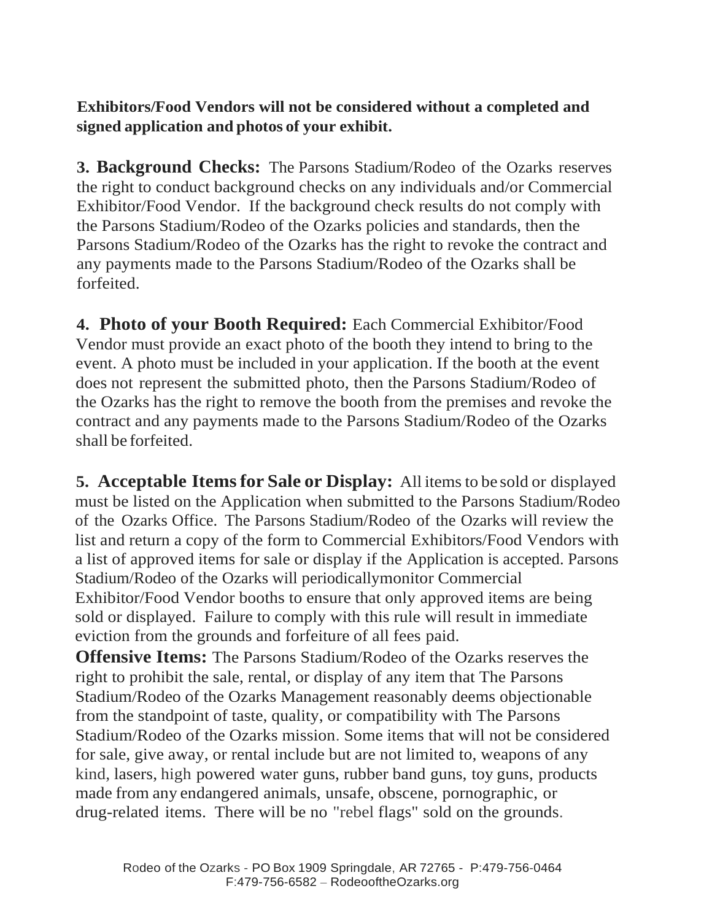**Exhibitors/Food Vendors will not be considered without a completed and signed application and photos of your exhibit.**

**3. Background Checks:** The Parsons Stadium/Rodeo of the Ozarks reserves the right to conduct background checks on any individuals and/or Commercial Exhibitor/Food Vendor. If the background check results do not comply with the Parsons Stadium/Rodeo of the Ozarks policies and standards, then the Parsons Stadium/Rodeo of the Ozarks has the right to revoke the contract and any payments made to the Parsons Stadium/Rodeo of the Ozarks shall be forfeited.

**4. Photo of your Booth Required:** Each Commercial Exhibitor/Food Vendor must provide an exact photo of the booth they intend to bring to the event. A photo must be included in your application. If the booth at the event does not represent the submitted photo, then the Parsons Stadium/Rodeo of the Ozarks has the right to remove the booth from the premises and revoke the contract and any payments made to the Parsons Stadium/Rodeo of the Ozarks shall be forfeited.

**5. Acceptable Items for Sale or Display:** All items to be sold or displayed must be listed on the Application when submitted to the Parsons Stadium/Rodeo of the Ozarks Office. The Parsons Stadium/Rodeo of the Ozarks will review the list and return a copy of the form to Commercial Exhibitors/Food Vendors with a list of approved items for sale or display if the Application is accepted. Parsons Stadium/Rodeo of the Ozarks will periodicallymonitor Commercial Exhibitor/Food Vendor booths to ensure that only approved items are being sold or displayed. Failure to comply with this rule will result in immediate eviction from the grounds and forfeiture of all fees paid.

**Offensive Items:** The Parsons Stadium/Rodeo of the Ozarks reserves the right to prohibit the sale, rental, or display of any item that The Parsons Stadium/Rodeo of the Ozarks Management reasonably deems objectionable from the standpoint of taste, quality, or compatibility with The Parsons Stadium/Rodeo of the Ozarks mission. Some items that will not be considered for sale, give away, or rental include but are not limited to, weapons of any kind, lasers, high powered water guns, rubber band guns, toy guns, products made from any endangered animals, unsafe, obscene, pornographic, or drug-related items. There will be no "rebel flags" sold on the grounds.

Rodeo of the Ozarks - PO Box 1909 Springdale, AR 72765 - P:479-756-0464
F:479-756-6582 – RodeooftheOzarks.org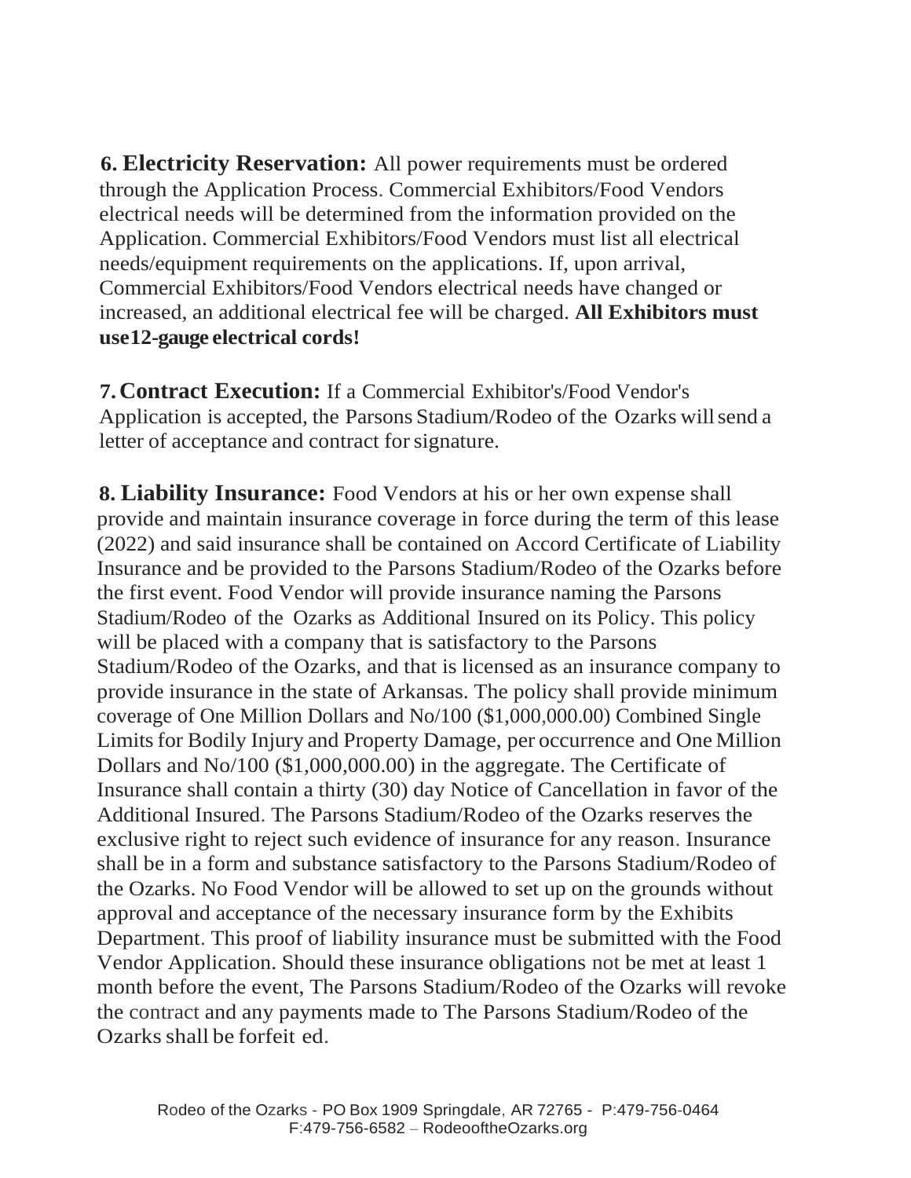**6. Electricity Reservation:** All power requirements must be ordered through the Application Process. Commercial Exhibitors/Food Vendors electrical needs will be determined from the information provided on the Application. Commercial Exhibitors/Food Vendors must list all electrical needs/equipment requirements on the applications. If, upon arrival, Commercial Exhibitors/Food Vendors electrical needs have changed or increased, an additional electrical fee will be charged. **All Exhibitors must use12-gauge electrical cords!**

**7. Contract Execution:** If a Commercial Exhibitor's/Food Vendor's Application is accepted, the Parsons Stadium/Rodeo of the Ozarks will send a letter of acceptance and contract for signature.

**8. Liability Insurance:** Food Vendors at his or her own expense shall provide and maintain insurance coverage in force during the term of this lease (2022) and said insurance shall be contained on Accord Certificate of Liability Insurance and be provided to the Parsons Stadium/Rodeo of the Ozarks before the first event. Food Vendor will provide insurance naming the Parsons Stadium/Rodeo of the Ozarks as Additional Insured on its Policy. This policy will be placed with a company that is satisfactory to the Parsons Stadium/Rodeo of the Ozarks, and that is licensed as an insurance company to provide insurance in the state of Arkansas. The policy shall provide minimum coverage of One Million Dollars and No/100 ($1,000,000.00) Combined Single Limits for Bodily Injury and Property Damage, per occurrence and One Million Dollars and No/100 ($1,000,000.00) in the aggregate. The Certificate of Insurance shall contain a thirty (30) day Notice of Cancellation in favor of the Additional Insured. The Parsons Stadium/Rodeo of the Ozarks reserves the exclusive right to reject such evidence of insurance for any reason. Insurance shall be in a form and substance satisfactory to the Parsons Stadium/Rodeo of the Ozarks. No Food Vendor will be allowed to set up on the grounds without approval and acceptance of the necessary insurance form by the Exhibits Department. This proof of liability insurance must be submitted with the Food Vendor Application. Should these insurance obligations not be met at least 1 month before the event, The Parsons Stadium/Rodeo of the Ozarks will revoke the contract and any payments made to The Parsons Stadium/Rodeo of the Ozarks shall be forfeit ed.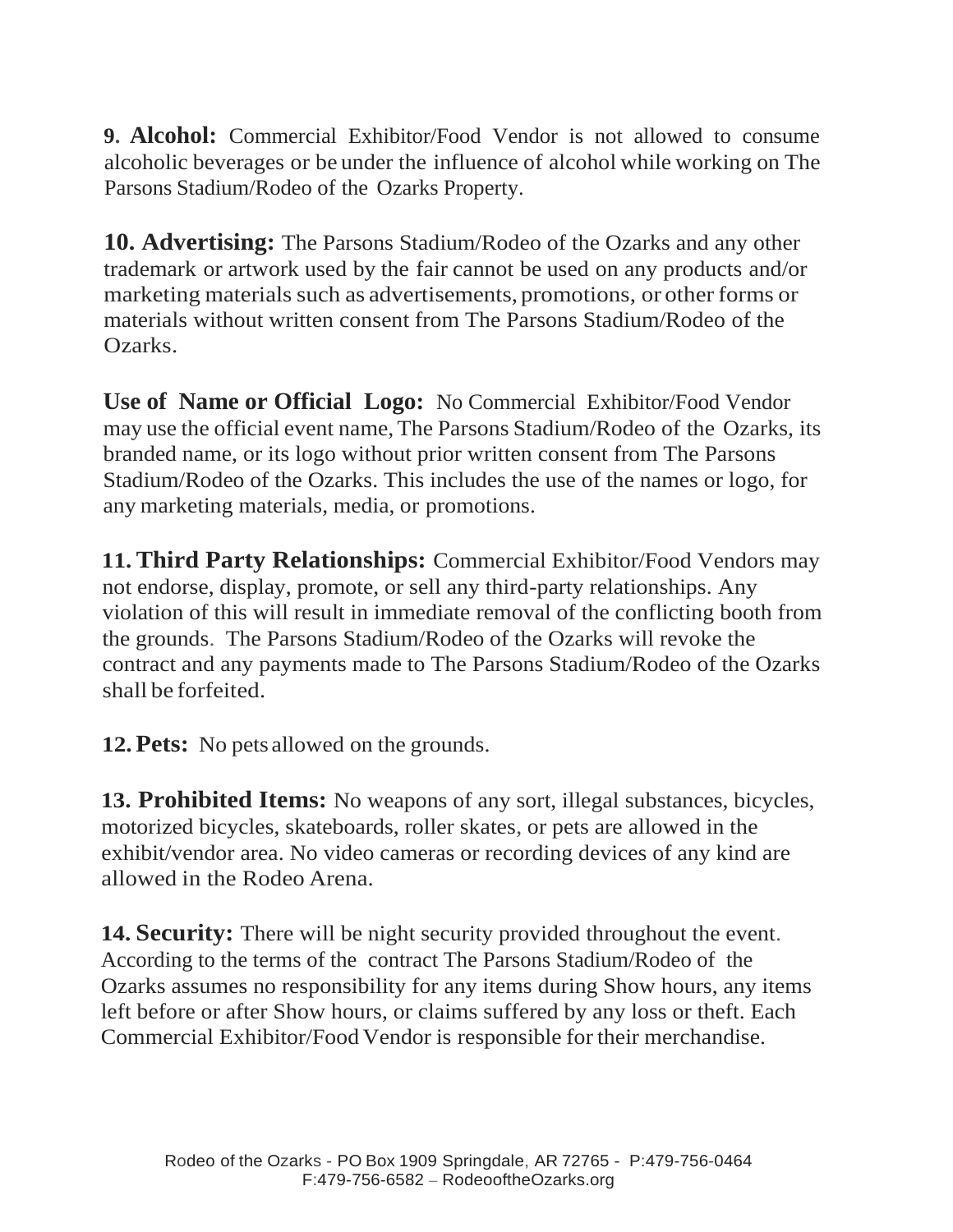**9. Alcohol:** Commercial Exhibitor/Food Vendor is not allowed to consume alcoholic beverages or be under the influence of alcohol while working on The Parsons Stadium/Rodeo of the Ozarks Property.

**10. Advertising:** The Parsons Stadium/Rodeo of the Ozarks and any other trademark or artwork used by the fair cannot be used on any products and/or marketing materials such as advertisements, promotions, or other forms or materials without written consent from The Parsons Stadium/Rodeo of the Ozarks.

**Use of Name or Official Logo:** No Commercial Exhibitor/Food Vendor may use the official event name, The Parsons Stadium/Rodeo of the Ozarks, its branded name, or its logo without prior written consent from The Parsons Stadium/Rodeo of the Ozarks. This includes the use of the names or logo, for any marketing materials, media, or promotions.

**11. Third Party Relationships:** Commercial Exhibitor/Food Vendors may not endorse, display, promote, or sell any third-party relationships. Any violation of this will result in immediate removal of the conflicting booth from the grounds. The Parsons Stadium/Rodeo of the Ozarks will revoke the contract and any payments made to The Parsons Stadium/Rodeo of the Ozarks shall be forfeited.

**12. Pets:** No pets allowed on the grounds.

**13. Prohibited Items:** No weapons of any sort, illegal substances, bicycles, motorized bicycles, skateboards, roller skates, or pets are allowed in the exhibit/vendor area. No video cameras or recording devices of any kind are allowed in the Rodeo Arena.

**14. Security:** There will be night security provided throughout the event. According to the terms of the contract The Parsons Stadium/Rodeo of the Ozarks assumes no responsibility for any items during Show hours, any items left before or after Show hours, or claims suffered by any loss or theft. Each Commercial Exhibitor/Food Vendor is responsible for their merchandise.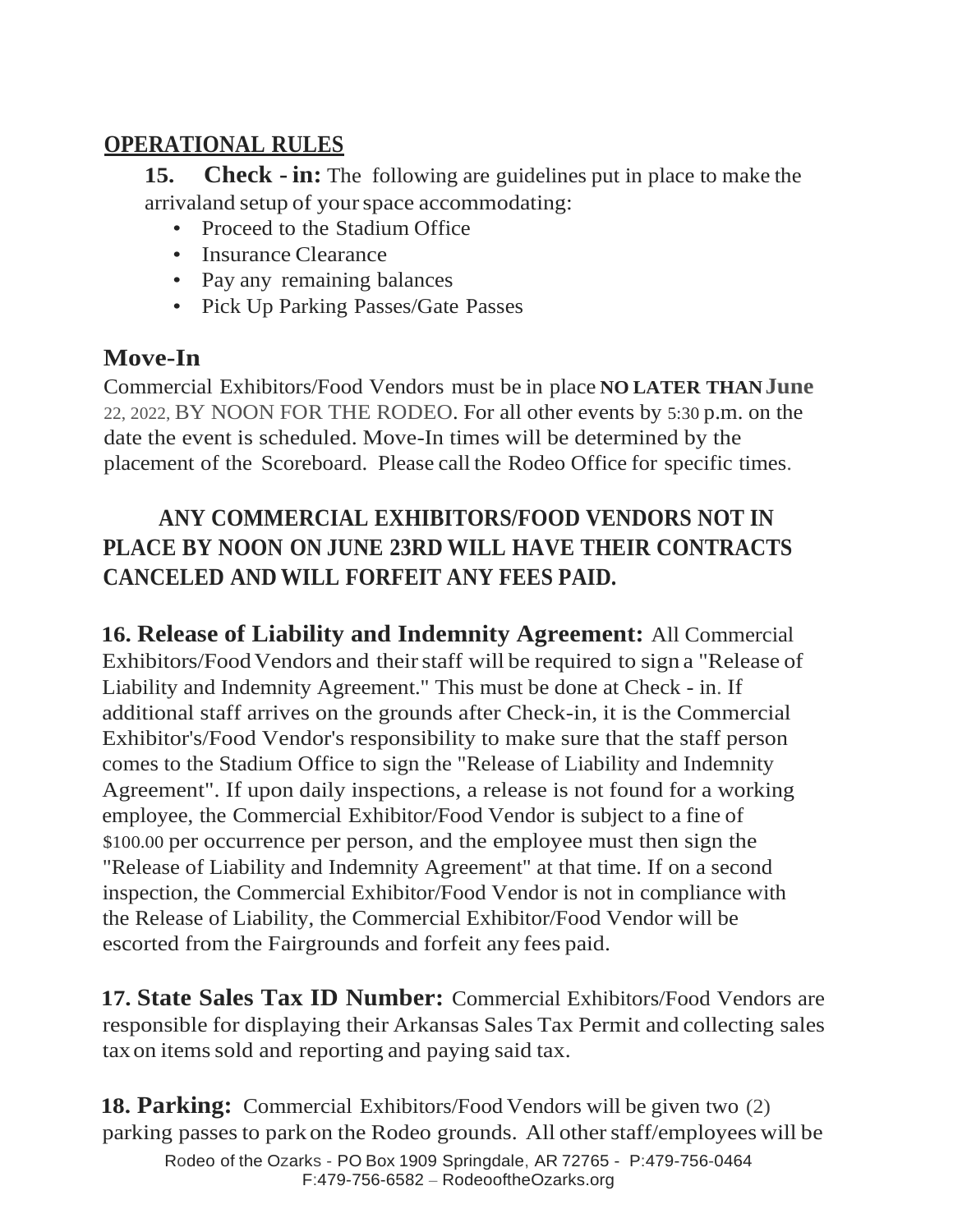## OPERATIONAL RULES

**15. Check - in:** The following are guidelines put in place to make the arrivaland setup of your space accommodating:

- Proceed to the Stadium Office
- Insurance Clearance
- Pay any remaining balances
- Pick Up Parking Passes/Gate Passes

## Move-In

Commercial Exhibitors/Food Vendors must be in place **NO LATER THAN June** 22, 2022, BY NOON FOR THE RODEO. For all other events by 5:30 p.m. on the date the event is scheduled. Move-In times will be determined by the placement of the Scoreboard. Please call the Rodeo Office for specific times.

**ANY COMMERCIAL EXHIBITORS/FOOD VENDORS NOT IN PLACE BY NOON ON JUNE 23RD WILL HAVE THEIR CONTRACTS CANCELED AND WILL FORFEIT ANY FEES PAID.**

**16. Release of Liability and Indemnity Agreement:** All Commercial Exhibitors/Food Vendors and their staff will be required to sign a "Release of Liability and Indemnity Agreement." This must be done at Check - in. If additional staff arrives on the grounds after Check-in, it is the Commercial Exhibitor's/Food Vendor's responsibility to make sure that the staff person comes to the Stadium Office to sign the "Release of Liability and Indemnity Agreement". If upon daily inspections, a release is not found for a working employee, the Commercial Exhibitor/Food Vendor is subject to a fine of $100.00 per occurrence per person, and the employee must then sign the "Release of Liability and Indemnity Agreement" at that time. If on a second inspection, the Commercial Exhibitor/Food Vendor is not in compliance with the Release of Liability, the Commercial Exhibitor/Food Vendor will be escorted from the Fairgrounds and forfeit any fees paid.

**17. State Sales Tax ID Number:** Commercial Exhibitors/Food Vendors are responsible for displaying their Arkansas Sales Tax Permit and collecting sales tax on items sold and reporting and paying said tax.

**18. Parking:** Commercial Exhibitors/Food Vendors will be given two (2) parking passes to park on the Rodeo grounds. All other staff/employees will be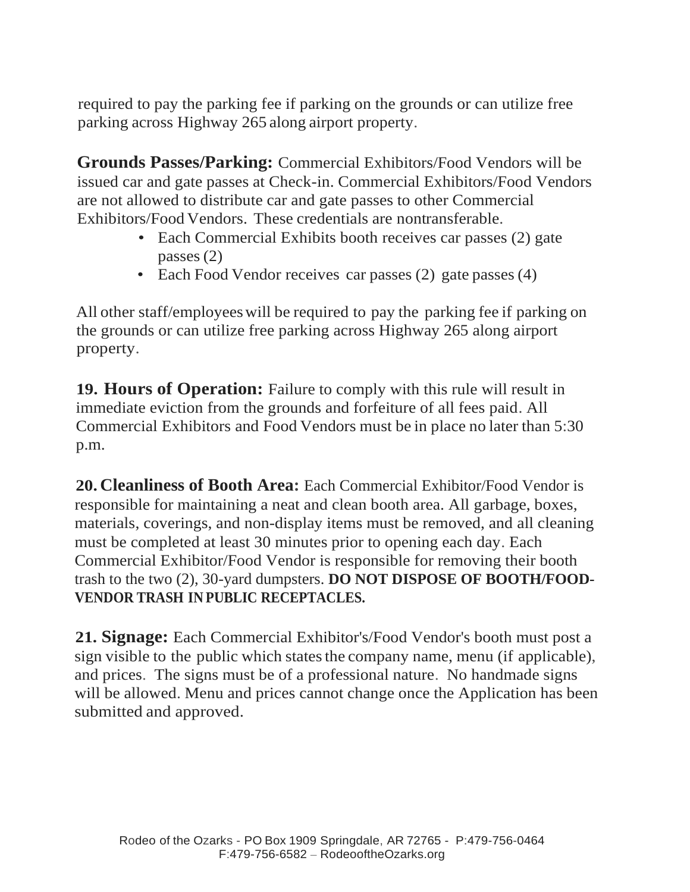required to pay the parking fee if parking on the grounds or can utilize free parking across Highway 265 along airport property.

**Grounds Passes/Parking:** Commercial Exhibitors/Food Vendors will be issued car and gate passes at Check-in. Commercial Exhibitors/Food Vendors are not allowed to distribute car and gate passes to other Commercial Exhibitors/Food Vendors. These credentials are nontransferable.

- Each Commercial Exhibits booth receives car passes (2) gate passes (2)
- Each Food Vendor receives car passes (2) gate passes (4)

All other staff/employees will be required to pay the parking fee if parking on the grounds or can utilize free parking across Highway 265 along airport property.

**19. Hours of Operation:** Failure to comply with this rule will result in immediate eviction from the grounds and forfeiture of all fees paid. All Commercial Exhibitors and Food Vendors must be in place no later than 5:30 p.m.

**20. Cleanliness of Booth Area:** Each Commercial Exhibitor/Food Vendor is responsible for maintaining a neat and clean booth area. All garbage, boxes, materials, coverings, and non-display items must be removed, and all cleaning must be completed at least 30 minutes prior to opening each day. Each Commercial Exhibitor/Food Vendor is responsible for removing their booth trash to the two (2), 30-yard dumpsters. **DO NOT DISPOSE OF BOOTH/FOOD-VENDOR TRASH IN PUBLIC RECEPTACLES.**

**21. Signage:** Each Commercial Exhibitor's/Food Vendor's booth must post a sign visible to the public which states the company name, menu (if applicable), and prices. The signs must be of a professional nature. No handmade signs will be allowed. Menu and prices cannot change once the Application has been submitted and approved.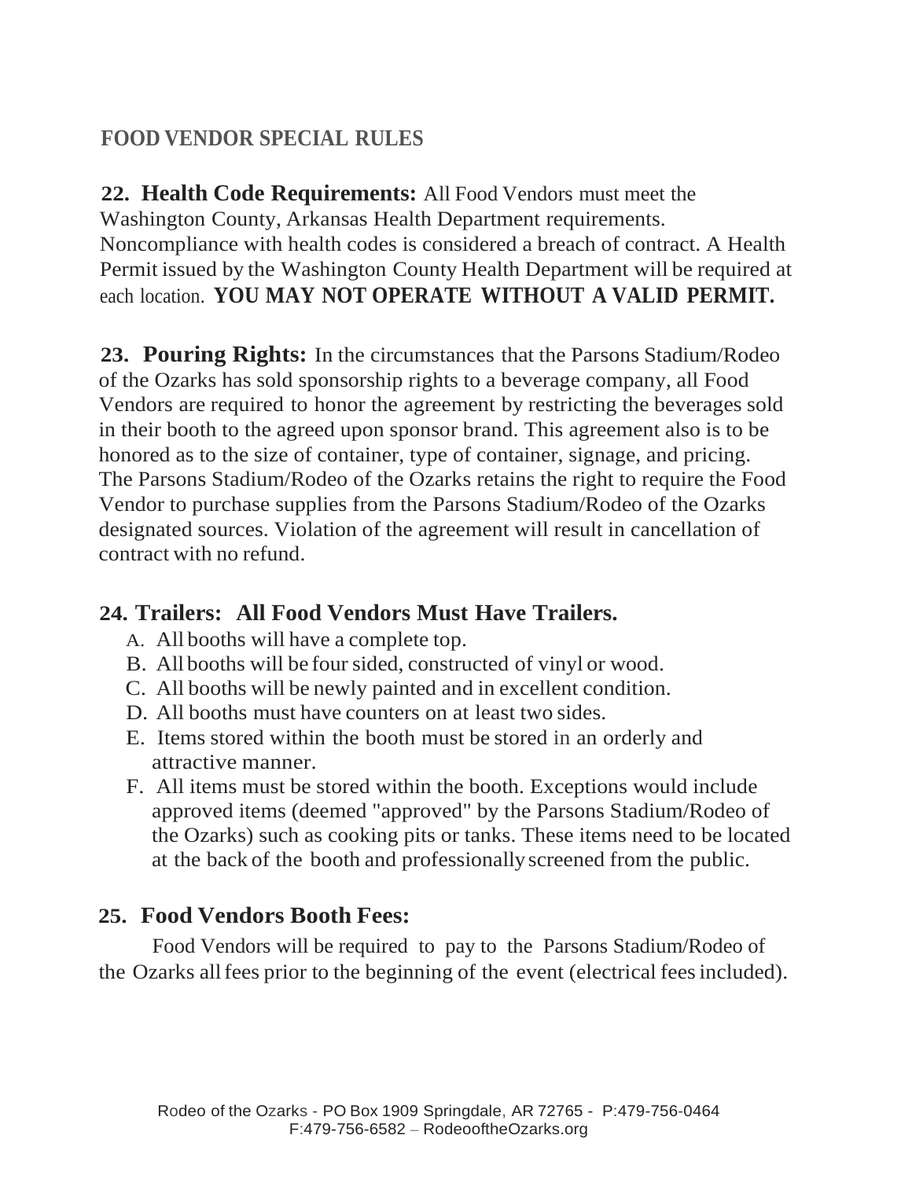## FOOD VENDOR SPECIAL RULES

**22. Health Code Requirements:** All Food Vendors must meet the Washington County, Arkansas Health Department requirements. Noncompliance with health codes is considered a breach of contract. A Health Permit issued by the Washington County Health Department will be required at each location. **YOU MAY NOT OPERATE WITHOUT A VALID PERMIT.**

**23. Pouring Rights:** In the circumstances that the Parsons Stadium/Rodeo of the Ozarks has sold sponsorship rights to a beverage company, all Food Vendors are required to honor the agreement by restricting the beverages sold in their booth to the agreed upon sponsor brand. This agreement also is to be honored as to the size of container, type of container, signage, and pricing. The Parsons Stadium/Rodeo of the Ozarks retains the right to require the Food Vendor to purchase supplies from the Parsons Stadium/Rodeo of the Ozarks designated sources. Violation of the agreement will result in cancellation of contract with no refund.

**24. Trailers: All Food Vendors Must Have Trailers.**

A. All booths will have a complete top.
B. All booths will be four sided, constructed of vinyl or wood.
C. All booths will be newly painted and in excellent condition.
D. All booths must have counters on at least two sides.
E. Items stored within the booth must be stored in an orderly and attractive manner.
F. All items must be stored within the booth. Exceptions would include approved items (deemed "approved" by the Parsons Stadium/Rodeo of the Ozarks) such as cooking pits or tanks. These items need to be located at the back of the booth and professionally screened from the public.

**25. Food Vendors Booth Fees:**

Food Vendors will be required to pay to the Parsons Stadium/Rodeo of the Ozarks all fees prior to the beginning of the event (electrical fees included).

Rodeo of the Ozarks - PO Box 1909 Springdale, AR 72765 - P:479-756-0464 F:479-756-6582 – RodeooftheOzarks.org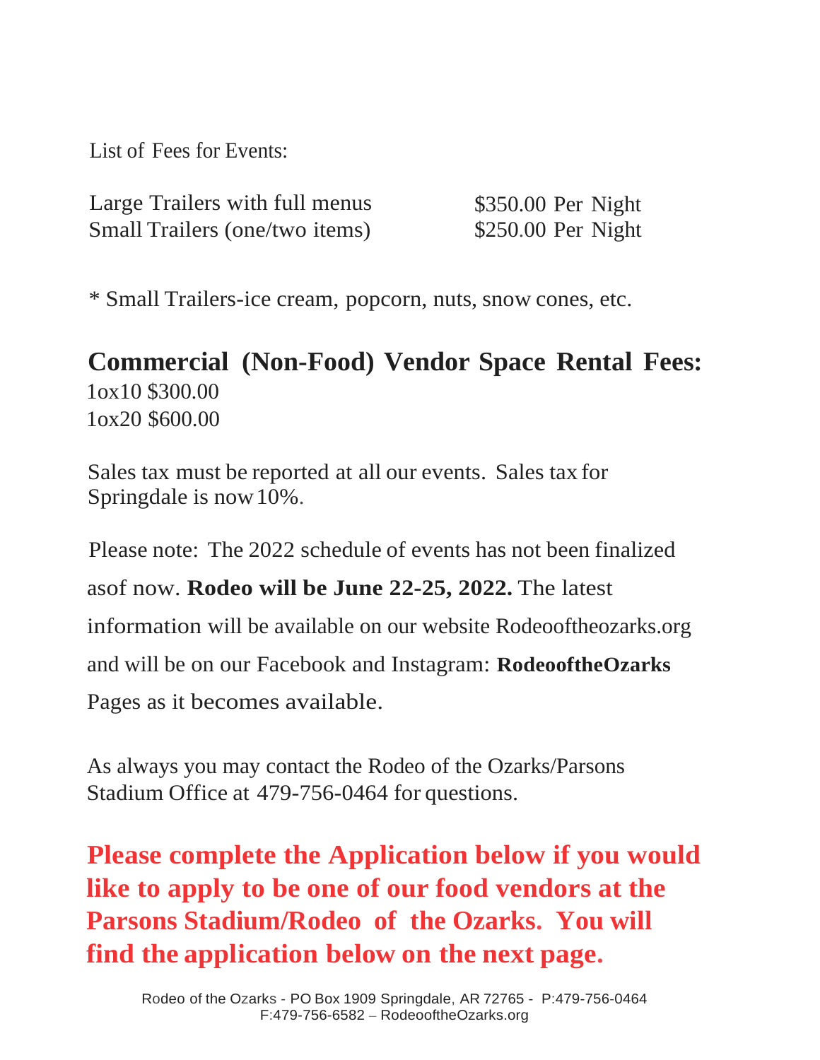List of Fees for Events:

| | |
|---|---|
| Large Trailers with full menus | $350.00 Per Night |
| Small Trailers (one/two items) | $250.00 Per Night |

* Small Trailers-ice cream, popcorn, nuts, snow cones, etc.

## Commercial (Non-Food) Vendor Space Rental Fees:

1ox10 $300.00
1ox20 $600.00

Sales tax must be reported at all our events. Sales tax for Springdale is now 10%.

Please note: The 2022 schedule of events has not been finalized asof now. **Rodeo will be June 22-25, 2022.** The latest information will be available on our website Rodeooftheozarks.org and will be on our Facebook and Instagram: **RodeooftheOzarks** Pages as it becomes available.

As always you may contact the Rodeo of the Ozarks/Parsons Stadium Office at 479-756-0464 for questions.

**Please complete the Application below if you would like to apply to be one of our food vendors at the Parsons Stadium/Rodeo of the Ozarks. You will find the application below on the next page.**

Rodeo of the Ozarks - PO Box 1909 Springdale, AR 72765 - P:479-756-0464
F:479-756-6582 – RodeooftheOzarks.org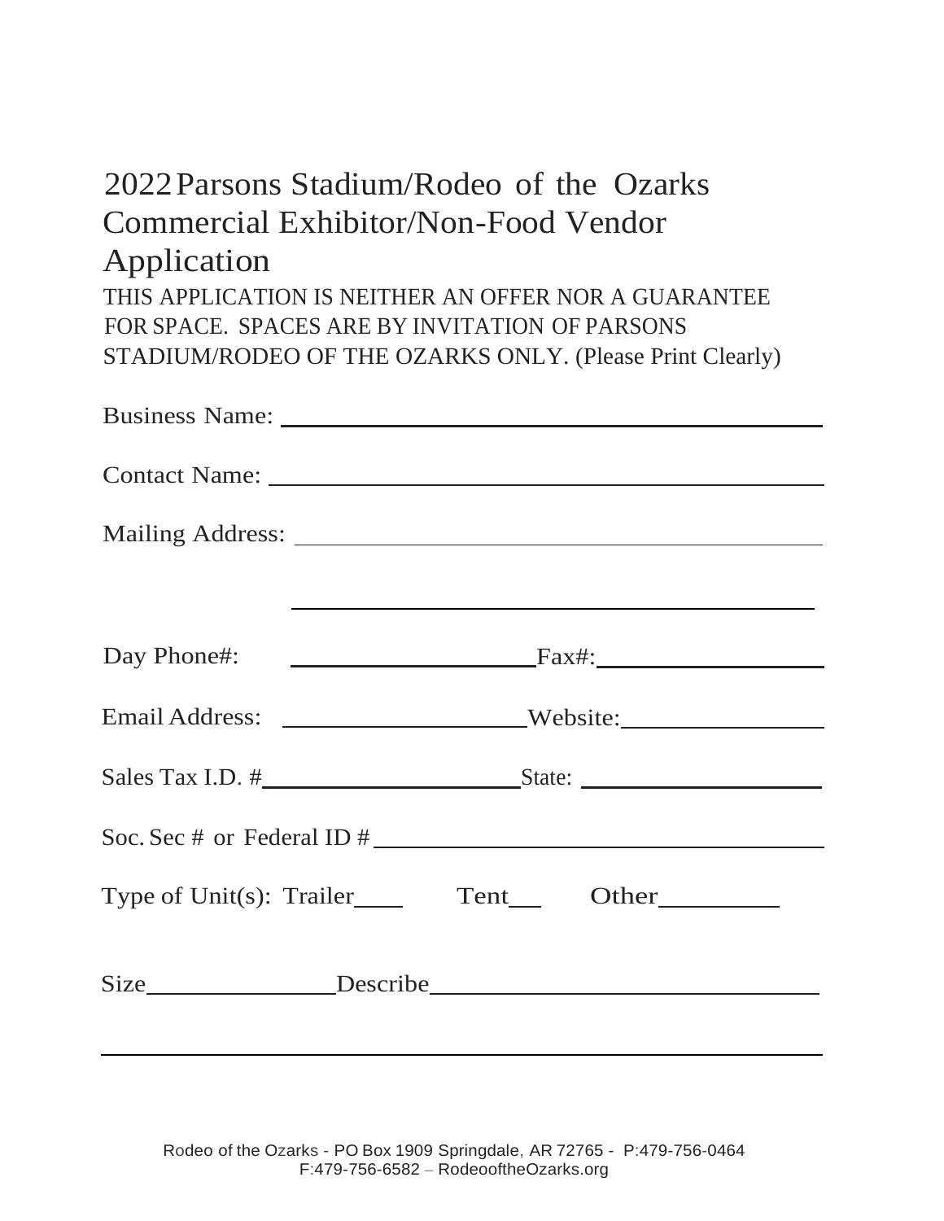# 2022 Parsons Stadium/Rodeo of the Ozarks Commercial Exhibitor/Non-Food Vendor Application

THIS APPLICATION IS NEITHER AN OFFER NOR A GUARANTEE FOR SPACE. SPACES ARE BY INVITATION OF PARSONS STADIUM/RODEO OF THE OZARKS ONLY. (Please Print Clearly)

Business Name: ______________________________________________

Contact Name: ______________________________________________

Mailing Address: ______________________________________________

______________________________________________

Day Phone#: ____________________ Fax#: ____________________

Email Address: ____________________ Website: ____________________

Sales Tax I.D. # ____________________ State: ____________________

Soc. Sec # or Federal ID # ______________________________________

Type of Unit(s): Trailer____ Tent___ Other__________

Size________________ Describe________________________________

______________________________________________________________

Rodeo of the Ozarks - PO Box 1909 Springdale, AR 72765 - P:479-756-0464
F:479-756-6582 – RodeooftheOzarks.org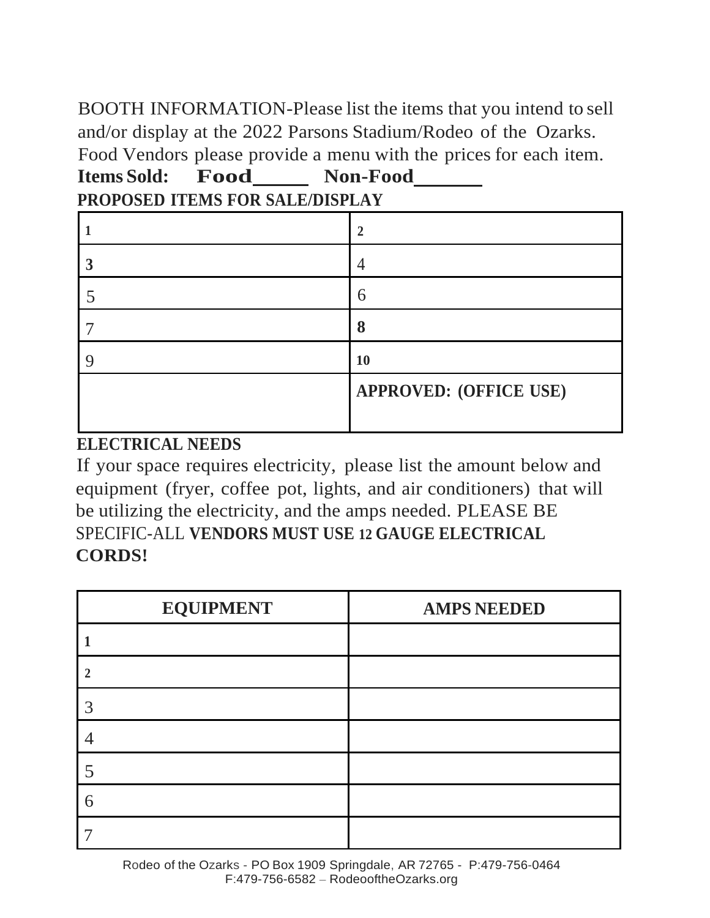BOOTH INFORMATION-Please list the items that you intend to sell and/or display at the 2022 Parsons Stadium/Rodeo of the Ozarks. Food Vendors please provide a menu with the prices for each item.

**Items Sold: Food_____ Non-Food______**

**PROPOSED ITEMS FOR SALE/DISPLAY**

| | |
|---|---|
| **1** | **2** |
| **3** | 4 |
| 5 | 6 |
| 7 | **8** |
| 9 | **10** |
| | **APPROVED: (OFFICE USE)** |

**ELECTRICAL NEEDS**

If your space requires electricity, please list the amount below and equipment (fryer, coffee pot, lights, and air conditioners) that will be utilizing the electricity, and the amps needed. PLEASE BE SPECIFIC-ALL **VENDORS MUST USE 12 GAUGE ELECTRICAL CORDS!**

| EQUIPMENT | AMPS NEEDED |
|---|---|
| 1 | |
| 2 | |
| 3 | |
| 4 | |
| 5 | |
| 6 | |
| 7 | |

Rodeo of the Ozarks - PO Box 1909 Springdale, AR 72765 - P:479-756-0464
F:479-756-6582 – RodeooftheOzarks.org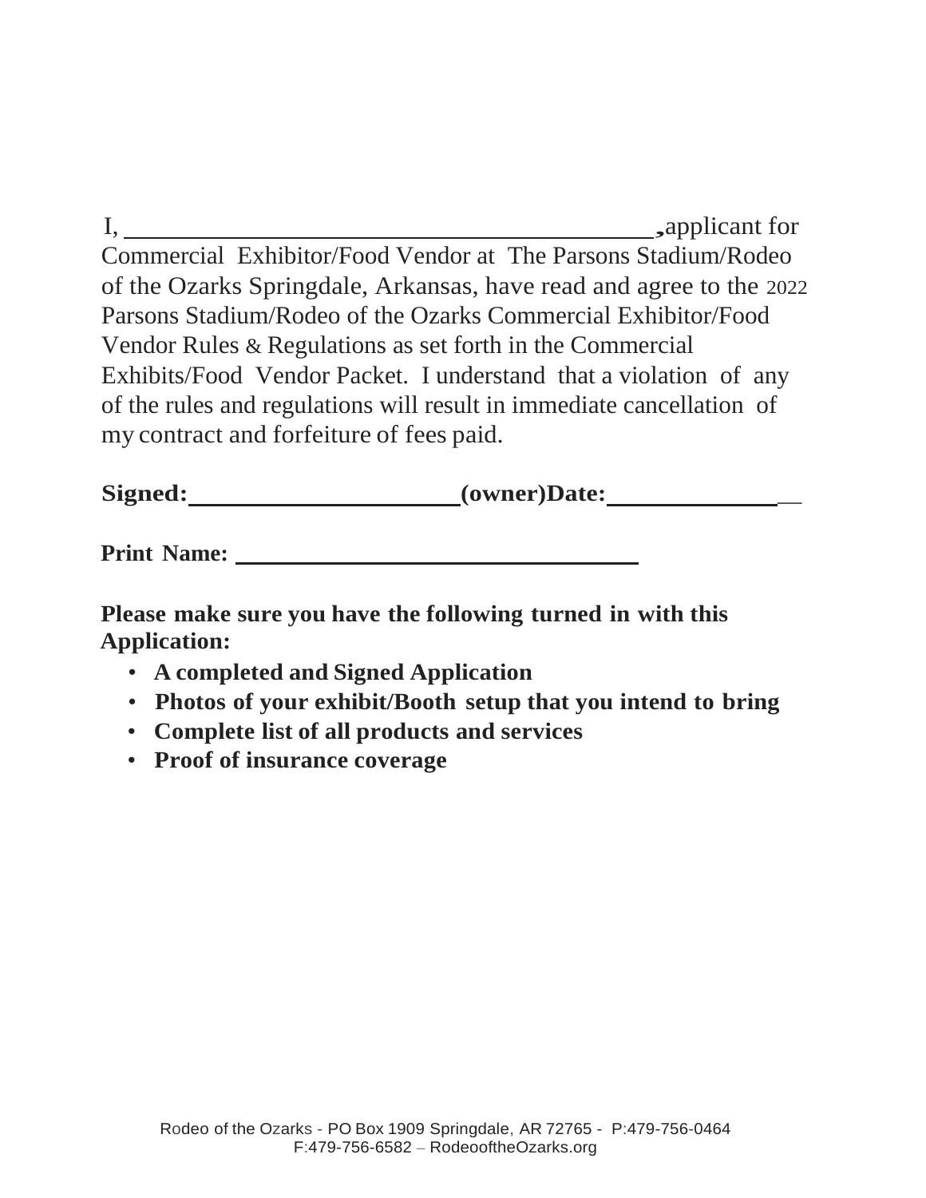I, ________________________________________, applicant for Commercial Exhibitor/Food Vendor at The Parsons Stadium/Rodeo of the Ozarks Springdale, Arkansas, have read and agree to the 2022 Parsons Stadium/Rodeo of the Ozarks Commercial Exhibitor/Food Vendor Rules & Regulations as set forth in the Commercial Exhibits/Food Vendor Packet. I understand that a violation of any of the rules and regulations will result in immediate cancellation of my contract and forfeiture of fees paid.

**Signed:**______________________ **(owner)Date:**________________

**Print Name:** ________________________________

**Please make sure you have the following turned in with this Application:**

- **A completed and Signed Application**
- **Photos of your exhibit/Booth setup that you intend to bring**
- **Complete list of all products and services**
- **Proof of insurance coverage**

Rodeo of the Ozarks - PO Box 1909 Springdale, AR 72765 - P:479-756-0464
F:479-756-6582 – RodeooftheOzarks.org